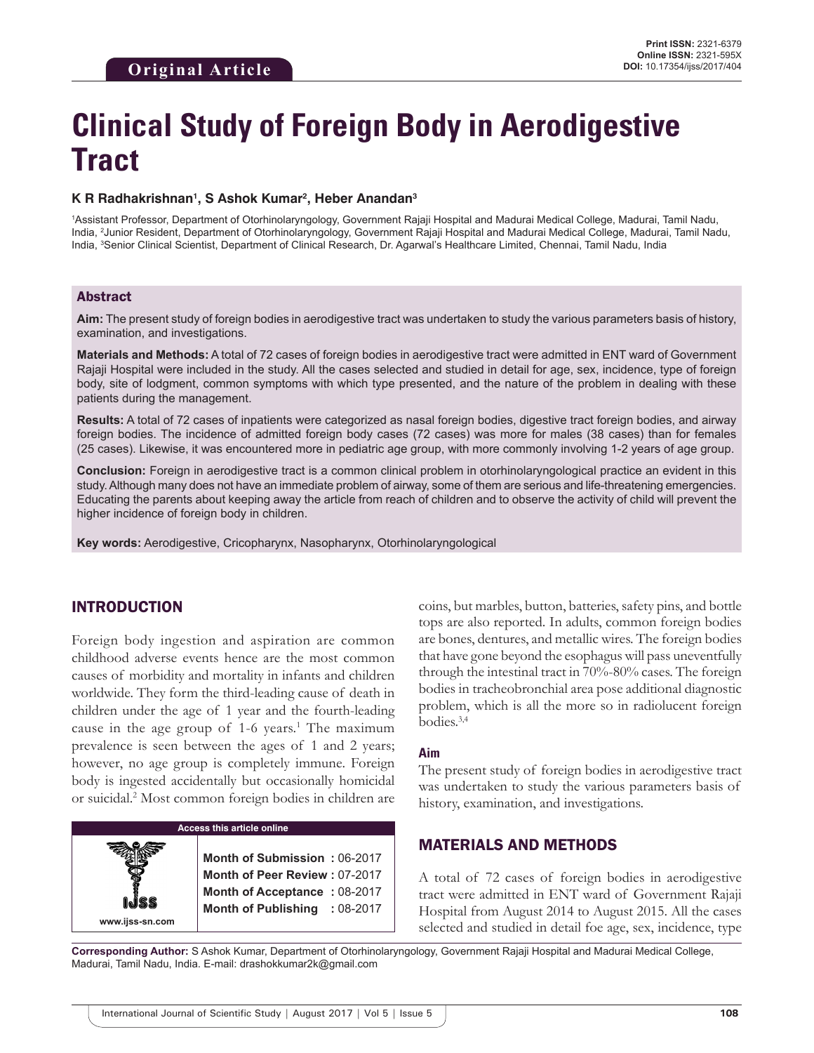Original Article

Print ISSN: 2321-6379
Online ISSN: 2321-595X
DOI: 10.17354/ijss/2017/404

# Clinical Study of Foreign Body in Aerodigestive Tract

**K R Radhakrishnan[1], S Ashok Kumar[2], Heber Anandan[3]**

[1]Assistant Professor, Department of Otorhinolaryngology, Government Rajaji Hospital and Madurai Medical College, Madurai, Tamil Nadu, India, [2]Junior Resident, Department of Otorhinolaryngology, Government Rajaji Hospital and Madurai Medical College, Madurai, Tamil Nadu, India, [3]Senior Clinical Scientist, Department of Clinical Research, Dr. Agarwal's Healthcare Limited, Chennai, Tamil Nadu, India

## Abstract

**Aim:** The present study of foreign bodies in aerodigestive tract was undertaken to study the various parameters basis of history, examination, and investigations.

**Materials and Methods:** A total of 72 cases of foreign bodies in aerodigestive tract were admitted in ENT ward of Government Rajaji Hospital were included in the study. All the cases selected and studied in detail for age, sex, incidence, type of foreign body, site of lodgment, common symptoms with which type presented, and the nature of the problem in dealing with these patients during the management.

**Results:** A total of 72 cases of inpatients were categorized as nasal foreign bodies, digestive tract foreign bodies, and airway foreign bodies. The incidence of admitted foreign body cases (72 cases) was more for males (38 cases) than for females (25 cases). Likewise, it was encountered more in pediatric age group, with more commonly involving 1-2 years of age group.

**Conclusion:** Foreign in aerodigestive tract is a common clinical problem in otorhinolaryngological practice an evident in this study. Although many does not have an immediate problem of airway, some of them are serious and life-threatening emergencies. Educating the parents about keeping away the article from reach of children and to observe the activity of child will prevent the higher incidence of foreign body in children.

**Key words:** Aerodigestive, Cricopharynx, Nasopharynx, Otorhinolaryngological

## INTRODUCTION

Foreign body ingestion and aspiration are common childhood adverse events hence are the most common causes of morbidity and mortality in infants and children worldwide. They form the third-leading cause of death in children under the age of 1 year and the fourth-leading cause in the age group of 1-6 years.[1] The maximum prevalence is seen between the ages of 1 and 2 years; however, no age group is completely immune. Foreign body is ingested accidentally but occasionally homicidal or suicidal.[2] Most common foreign bodies in children are coins, but marbles, button, batteries, safety pins, and bottle tops are also reported. In adults, common foreign bodies are bones, dentures, and metallic wires. The foreign bodies that have gone beyond the esophagus will pass uneventfully through the intestinal tract in 70%-80% cases. The foreign bodies in tracheobronchial area pose additional diagnostic problem, which is all the more so in radiolucent foreign bodies.[3,4]

### Aim

The present study of foreign bodies in aerodigestive tract was undertaken to study the various parameters basis of history, examination, and investigations.

| Access this article online | |
|---|---|
| www.ijss-sn.com | **Month of Submission :** 06-2017 |
| | **Month of Peer Review :** 07-2017 |
| | **Month of Acceptance :** 08-2017 |
| | **Month of Publishing :** 08-2017 |

## MATERIALS AND METHODS

A total of 72 cases of foreign bodies in aerodigestive tract were admitted in ENT ward of Government Rajaji Hospital from August 2014 to August 2015. All the cases selected and studied in detail foe age, sex, incidence, type

**Corresponding Author:** S Ashok Kumar, Department of Otorhinolaryngology, Government Rajaji Hospital and Madurai Medical College, Madurai, Tamil Nadu, India. E-mail: drashokkumar2k@gmail.com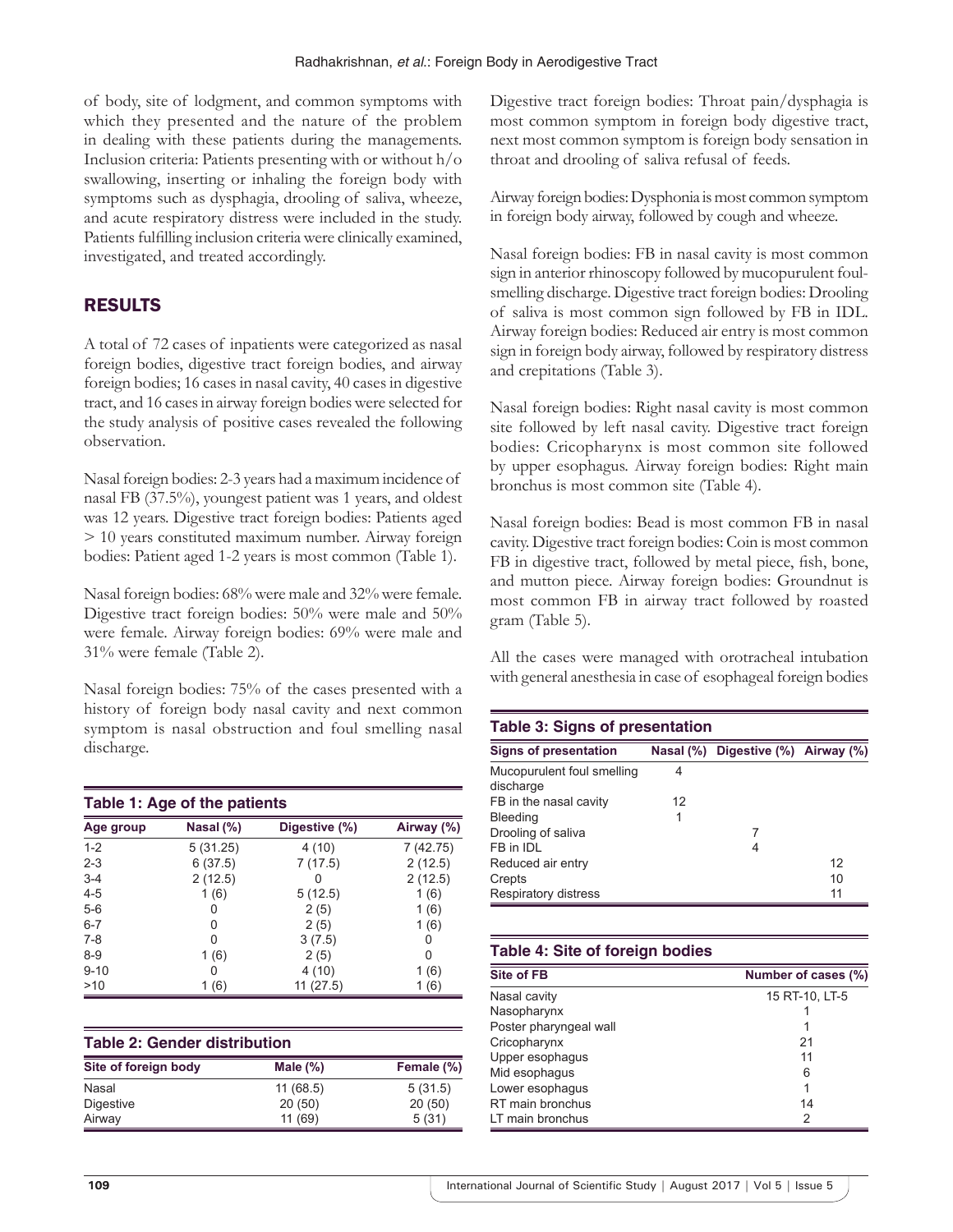of body, site of lodgment, and common symptoms with which they presented and the nature of the problem in dealing with these patients during the managements. Inclusion criteria: Patients presenting with or without h/o swallowing, inserting or inhaling the foreign body with symptoms such as dysphagia, drooling of saliva, wheeze, and acute respiratory distress were included in the study. Patients fulfilling inclusion criteria were clinically examined, investigated, and treated accordingly.

## RESULTS

A total of 72 cases of inpatients were categorized as nasal foreign bodies, digestive tract foreign bodies, and airway foreign bodies; 16 cases in nasal cavity, 40 cases in digestive tract, and 16 cases in airway foreign bodies were selected for the study analysis of positive cases revealed the following observation.

Nasal foreign bodies: 2-3 years had a maximum incidence of nasal FB (37.5%), youngest patient was 1 years, and oldest was 12 years. Digestive tract foreign bodies: Patients aged > 10 years constituted maximum number. Airway foreign bodies: Patient aged 1-2 years is most common (Table 1).

Nasal foreign bodies: 68% were male and 32% were female. Digestive tract foreign bodies: 50% were male and 50% were female. Airway foreign bodies: 69% were male and 31% were female (Table 2).

Nasal foreign bodies: 75% of the cases presented with a history of foreign body nasal cavity and next common symptom is nasal obstruction and foul smelling nasal discharge.

**Table 1: Age of the patients**

| Age group | Nasal (%) | Digestive (%) | Airway (%) |
|---|---|---|---|
| 1-2 | 5 (31.25) | 4 (10) | 7 (42.75) |
| 2-3 | 6 (37.5) | 7 (17.5) | 2 (12.5) |
| 3-4 | 2 (12.5) | 0 | 2 (12.5) |
| 4-5 | 1 (6) | 5 (12.5) | 1 (6) |
| 5-6 | 0 | 2 (5) | 1 (6) |
| 6-7 | 0 | 2 (5) | 1 (6) |
| 7-8 | 0 | 3 (7.5) | 0 |
| 8-9 | 1 (6) | 2 (5) | 0 |
| 9-10 | 0 | 4 (10) | 1 (6) |
| >10 | 1 (6) | 11 (27.5) | 1 (6) |

**Table 2: Gender distribution**

| Site of foreign body | Male (%) | Female (%) |
|---|---|---|
| Nasal | 11 (68.5) | 5 (31.5) |
| Digestive | 20 (50) | 20 (50) |
| Airway | 11 (69) | 5 (31) |

Digestive tract foreign bodies: Throat pain/dysphagia is most common symptom in foreign body digestive tract, next most common symptom is foreign body sensation in throat and drooling of saliva refusal of feeds.

Airway foreign bodies: Dysphonia is most common symptom in foreign body airway, followed by cough and wheeze.

Nasal foreign bodies: FB in nasal cavity is most common sign in anterior rhinoscopy followed by mucopurulent foul-smelling discharge. Digestive tract foreign bodies: Drooling of saliva is most common sign followed by FB in IDL. Airway foreign bodies: Reduced air entry is most common sign in foreign body airway, followed by respiratory distress and crepitations (Table 3).

Nasal foreign bodies: Right nasal cavity is most common site followed by left nasal cavity. Digestive tract foreign bodies: Cricopharynx is most common site followed by upper esophagus. Airway foreign bodies: Right main bronchus is most common site (Table 4).

Nasal foreign bodies: Bead is most common FB in nasal cavity. Digestive tract foreign bodies: Coin is most common FB in digestive tract, followed by metal piece, fish, bone, and mutton piece. Airway foreign bodies: Groundnut is most common FB in airway tract followed by roasted gram (Table 5).

All the cases were managed with orotracheal intubation with general anesthesia in case of esophageal foreign bodies

**Table 3: Signs of presentation**

| Signs of presentation | Nasal (%) | Digestive (%) | Airway (%) |
|---|---|---|---|
| Mucopurulent foul smelling discharge | 4 | | |
| FB in the nasal cavity | 12 | | |
| Bleeding | 1 | | |
| Drooling of saliva | | 7 | |
| FB in IDL | | 4 | |
| Reduced air entry | | | 12 |
| Crepts | | | 10 |
| Respiratory distress | | | 11 |

**Table 4: Site of foreign bodies**

| Site of FB | Number of cases (%) |
|---|---|
| Nasal cavity | 15 RT-10, LT-5 |
| Nasopharynx | 1 |
| Poster pharyngeal wall | 1 |
| Cricopharynx | 21 |
| Upper esophagus | 11 |
| Mid esophagus | 6 |
| Lower esophagus | 1 |
| RT main bronchus | 14 |
| LT main bronchus | 2 |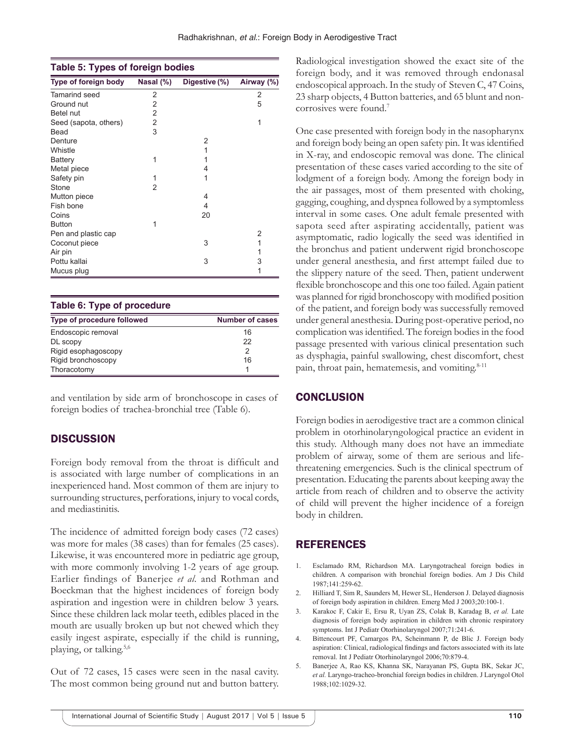**Table 5: Types of foreign bodies**

| Type of foreign body | Nasal (%) | Digestive (%) | Airway (%) |
|---|---|---|---|
| Tamarind seed | 2 | | 2 |
| Ground nut | 2 | | 5 |
| Betel nut | 2 | | |
| Seed (sapota, others) | 2 | | 1 |
| Bead | 3 | | |
| Denture | | 2 | |
| Whistle | | 1 | |
| Battery | 1 | 1 | |
| Metal piece | | 4 | |
| Safety pin | 1 | 1 | |
| Stone | 2 | | |
| Mutton piece | | 4 | |
| Fish bone | | 4 | |
| Coins | | 20 | |
| Button | 1 | | |
| Pen and plastic cap | | | 2 |
| Coconut piece | | 3 | 1 |
| Air pin | | | 1 |
| Pottu kallai | | 3 | 3 |
| Mucus plug | | | 1 |

**Table 6: Type of procedure**

| Type of procedure followed | Number of cases |
|---|---|
| Endoscopic removal | 16 |
| DL scopy | 22 |
| Rigid esophagoscopy | 2 |
| Rigid bronchoscopy | 16 |
| Thoracotomy | 1 |

and ventilation by side arm of bronchoscope in cases of foreign bodies of trachea-bronchial tree (Table 6).

## DISCUSSION

Foreign body removal from the throat is difficult and is associated with large number of complications in an inexperienced hand. Most common of them are injury to surrounding structures, perforations, injury to vocal cords, and mediastinitis.

The incidence of admitted foreign body cases (72 cases) was more for males (38 cases) than for females (25 cases). Likewise, it was encountered more in pediatric age group, with more commonly involving 1-2 years of age group. Earlier findings of Banerjee *et al*. and Rothman and Boeckman that the highest incidences of foreign body aspiration and ingestion were in children below 3 years. Since these children lack molar teeth, edibles placed in the mouth are usually broken up but not chewed which they easily ingest aspirate, especially if the child is running, playing, or talking.[5,6]

Out of 72 cases, 15 cases were seen in the nasal cavity. The most common being ground nut and button battery. Radiological investigation showed the exact site of the foreign body, and it was removed through endonasal endoscopical approach. In the study of Steven C, 47 Coins, 23 sharp objects, 4 Button batteries, and 65 blunt and non-corrosives were found.[7]

One case presented with foreign body in the nasopharynx and foreign body being an open safety pin. It was identified in X-ray, and endoscopic removal was done. The clinical presentation of these cases varied according to the site of lodgment of a foreign body. Among the foreign body in the air passages, most of them presented with choking, gagging, coughing, and dyspnea followed by a symptomless interval in some cases. One adult female presented with sapota seed after aspirating accidentally, patient was asymptomatic, radio logically the seed was identified in the bronchus and patient underwent rigid bronchoscope under general anesthesia, and first attempt failed due to the slippery nature of the seed. Then, patient underwent flexible bronchoscope and this one too failed. Again patient was planned for rigid bronchoscopy with modified position of the patient, and foreign body was successfully removed under general anesthesia. During post-operative period, no complication was identified. The foreign bodies in the food passage presented with various clinical presentation such as dysphagia, painful swallowing, chest discomfort, chest pain, throat pain, hematemesis, and vomiting.[8-11]

## CONCLUSION

Foreign bodies in aerodigestive tract are a common clinical problem in otorhinolaryngological practice an evident in this study. Although many does not have an immediate problem of airway, some of them are serious and life-threatening emergencies. Such is the clinical spectrum of presentation. Educating the parents about keeping away the article from reach of children and to observe the activity of child will prevent the higher incidence of a foreign body in children.

## REFERENCES

1. Esclamado RM, Richardson MA. Laryngotracheal foreign bodies in children. A comparison with bronchial foreign bodies. Am J Dis Child 1987;141:259-62.
2. Hilliard T, Sim R, Saunders M, Hewer SL, Henderson J. Delayed diagnosis of foreign body aspiration in children. Emerg Med J 2003;20:100-1.
3. Karakoc F, Cakir E, Ersu R, Uyan ZS, Colak B, Karadag B, *et al.* Late diagnosis of foreign body aspiration in children with chronic respiratory symptoms. Int J Pediatr Otorhinolaryngol 2007;71:241-6.
4. Bittencourt PF, Camargos PA, Scheinmann P, de Blic J. Foreign body aspiration: Clinical, radiological findings and factors associated with its late removal. Int J Pediatr Otorhinolaryngol 2006;70:879-4.
5. Banerjee A, Rao KS, Khanna SK, Narayanan PS, Gupta BK, Sekar JC, *et al.* Laryngo-tracheo-bronchial foreign bodies in children. J Laryngol Otol 1988;102:1029-32.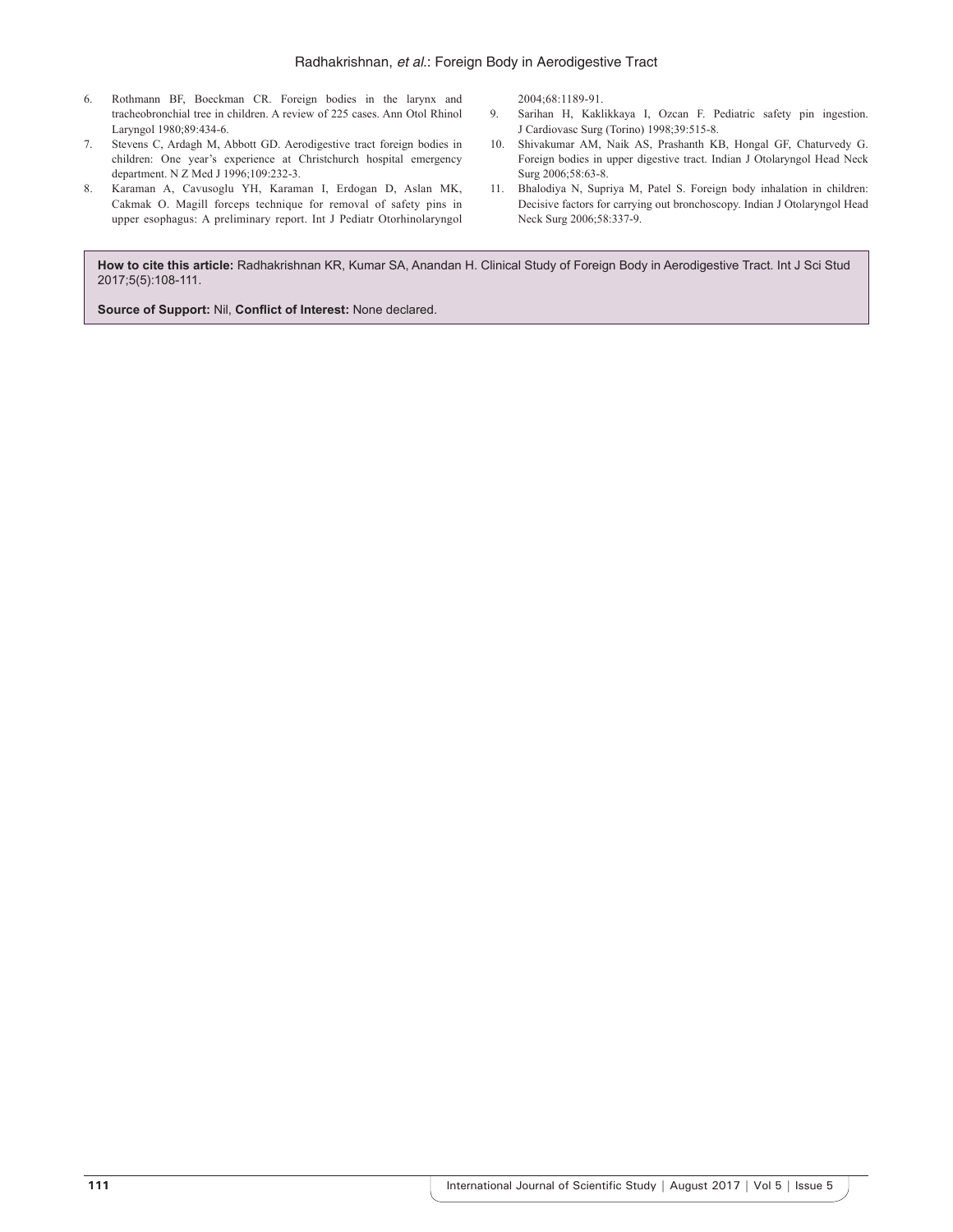6. Rothmann BF, Boeckman CR. Foreign bodies in the larynx and tracheobronchial tree in children. A review of 225 cases. Ann Otol Rhinol Laryngol 1980;89:434-6.
7. Stevens C, Ardagh M, Abbott GD. Aerodigestive tract foreign bodies in children: One year's experience at Christchurch hospital emergency department. N Z Med J 1996;109:232-3.
8. Karaman A, Cavusoglu YH, Karaman I, Erdogan D, Aslan MK, Cakmak O. Magill forceps technique for removal of safety pins in upper esophagus: A preliminary report. Int J Pediatr Otorhinolaryngol 2004;68:1189-91.
9. Sarihan H, Kaklikkaya I, Ozcan F. Pediatric safety pin ingestion. J Cardiovasc Surg (Torino) 1998;39:515-8.
10. Shivakumar AM, Naik AS, Prashanth KB, Hongal GF, Chaturvedy G. Foreign bodies in upper digestive tract. Indian J Otolaryngol Head Neck Surg 2006;58:63-8.
11. Bhalodiya N, Supriya M, Patel S. Foreign body inhalation in children: Decisive factors for carrying out bronchoscopy. Indian J Otolaryngol Head Neck Surg 2006;58:337-9.

**How to cite this article:** Radhakrishnan KR, Kumar SA, Anandan H. Clinical Study of Foreign Body in Aerodigestive Tract. Int J Sci Stud 2017;5(5):108-111.

**Source of Support:** Nil, **Conflict of Interest:** None declared.